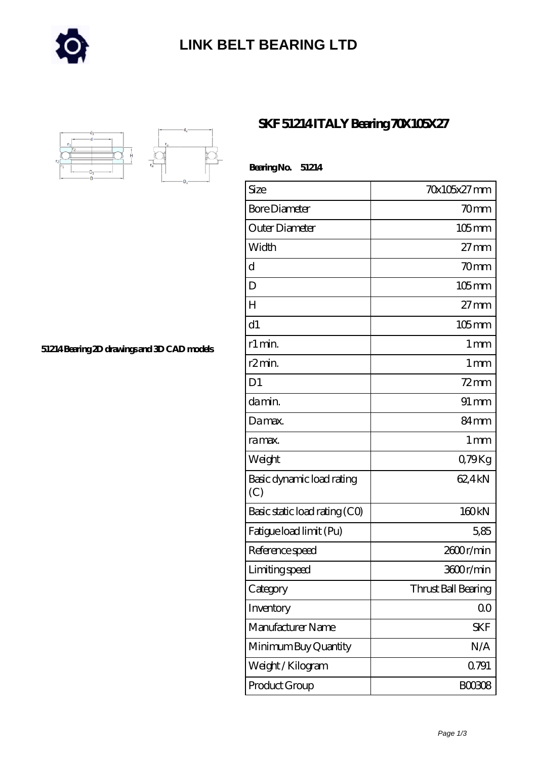# LINK BELT BEARING LTD

## SKF 51214 ITALY Bearing 70X105X27

51214 Bearing 2D drawings and 3D CAD models

**Bearing No. 51214**

| Size | 70x105x27 mm |
|---|---|
| Bore Diameter | 70 mm |
| Outer Diameter | 105 mm |
| Width | 27 mm |
| d | 70 mm |
| D | 105 mm |
| H | 27 mm |
| d1 | 105 mm |
| r1 min. | 1 mm |
| r2 min. | 1 mm |
| D1 | 72 mm |
| da min. | 91 mm |
| Da max. | 84 mm |
| ra max. | 1 mm |
| Weight | 0,79 Kg |
| Basic dynamic load rating (C) | 62,4 kN |
| Basic static load rating (C0) | 160 kN |
| Fatigue load limit (Pu) | 5,85 |
| Reference speed | 2600 r/min |
| Limiting speed | 3600 r/min |
| Category | Thrust Ball Bearing |
| Inventory | 0.0 |
| Manufacturer Name | SKF |
| Minimum Buy Quantity | N/A |
| Weight / Kilogram | 0.791 |
| Product Group | B00308 |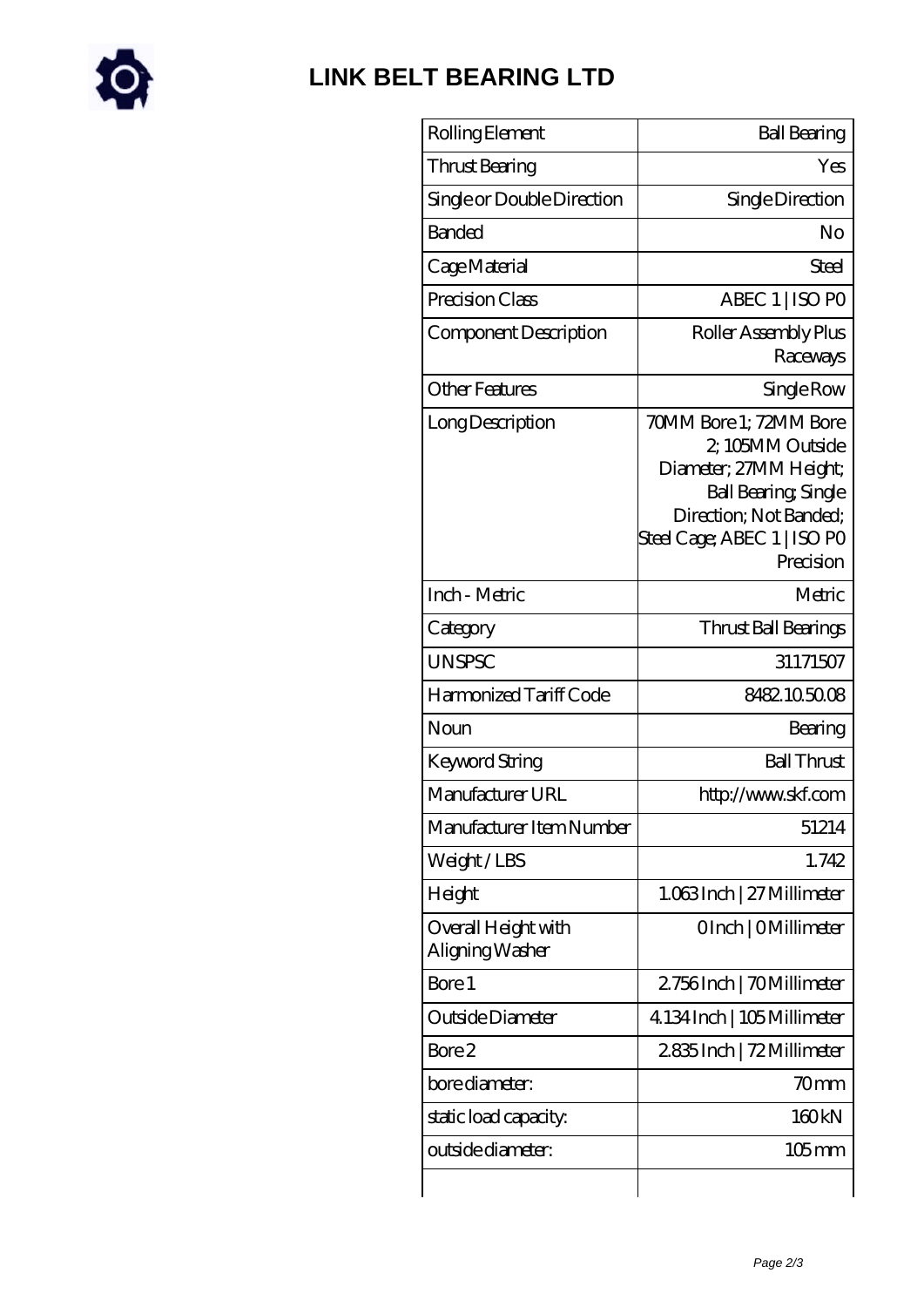# LINK BELT BEARING LTD

| | |
|---|---|
| Rolling Element | Ball Bearing |
| Thrust Bearing | Yes |
| Single or Double Direction | Single Direction |
| Banded | No |
| Cage Material | Steel |
| Precision Class | ABEC 1 \| ISO P0 |
| Component Description | Roller Assembly Plus Raceways |
| Other Features | Single Row |
| Long Description | 70MM Bore 1; 72MM Bore 2; 105MM Outside Diameter; 27MM Height; Ball Bearing; Single Direction; Not Banded; Steel Cage; ABEC 1 \| ISO P0 Precision |
| Inch - Metric | Metric |
| Category | Thrust Ball Bearings |
| UNSPSC | 31171507 |
| Harmonized Tariff Code | 8482.10.50.08 |
| Noun | Bearing |
| Keyword String | Ball Thrust |
| Manufacturer URL | http://www.skf.com |
| Manufacturer Item Number | 51214 |
| Weight / LBS | 1.742 |
| Height | 1.063 Inch \| 27 Millimeter |
| Overall Height with Aligning Washer | 0 Inch \| 0 Millimeter |
| Bore 1 | 2.756 Inch \| 70 Millimeter |
| Outside Diameter | 4.134 Inch \| 105 Millimeter |
| Bore 2 | 2.835 Inch \| 72 Millimeter |
| bore diameter: | 70 mm |
| static load capacity: | 160 kN |
| outside diameter: | 105 mm |
| | |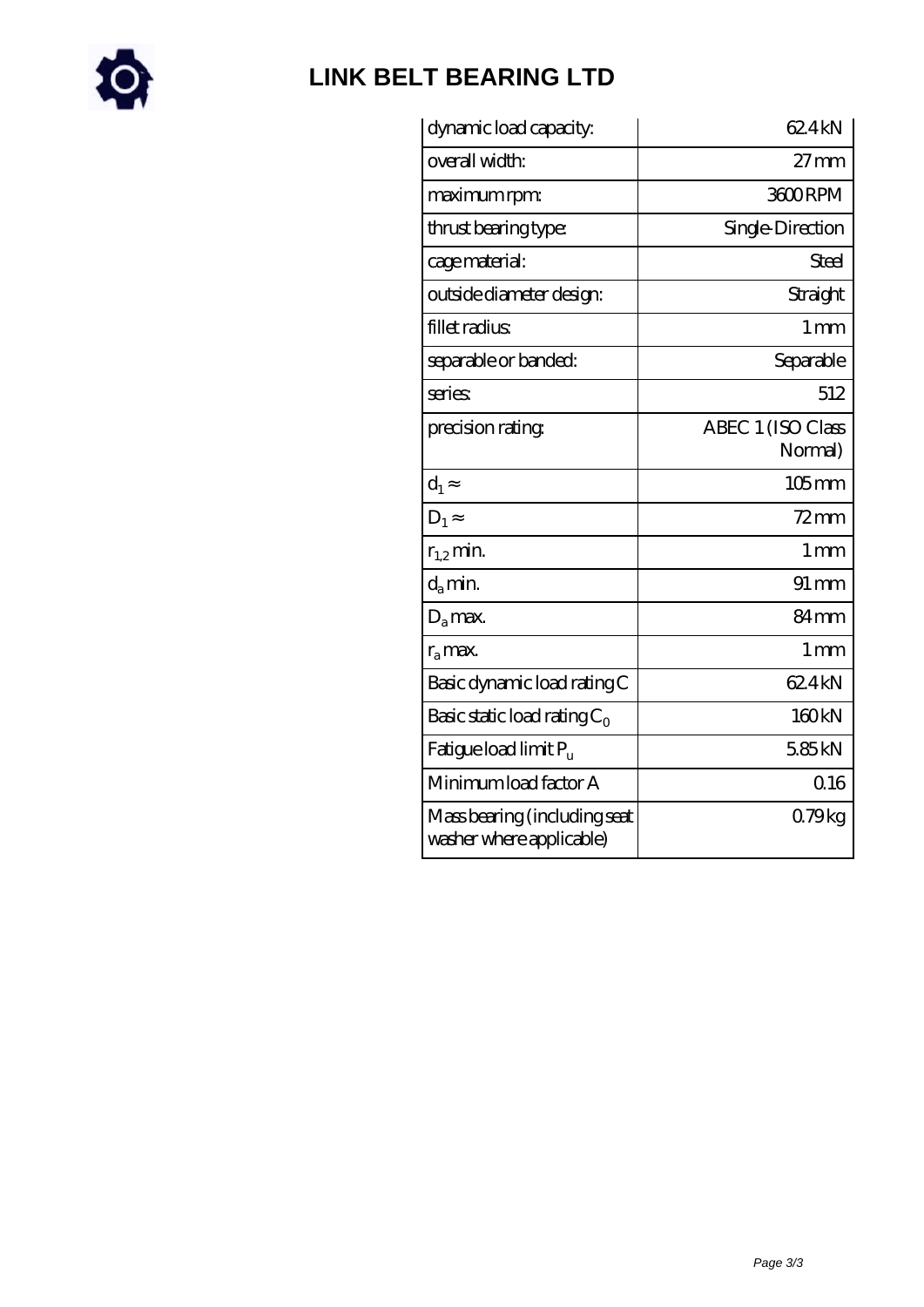# LINK BELT BEARING LTD

| | |
|---|---|
| dynamic load capacity: | 62.4 kN |
| overall width: | 27 mm |
| maximum rpm: | 3600 RPM |
| thrust bearing type: | Single-Direction |
| cage material: | Steel |
| outside diameter design: | Straight |
| fillet radius: | 1 mm |
| separable or banded: | Separable |
| series: | 512 |
| precision rating: | ABEC 1 (ISO Class Normal) |
| $d_1 \approx$ | 105 mm |
| $D_1 \approx$ | 72 mm |
| $r_{1,2}$ min. | 1 mm |
| $d_a$ min. | 91 mm |
| $D_a$ max. | 84 mm |
| $r_a$ max. | 1 mm |
| Basic dynamic load rating C | 62.4 kN |
| Basic static load rating $C_0$ | 160 kN |
| Fatigue load limit $P_u$ | 5.85 kN |
| Minimum load factor A | 0.16 |
| Mass bearing (including seat washer where applicable) | 0.79 kg |